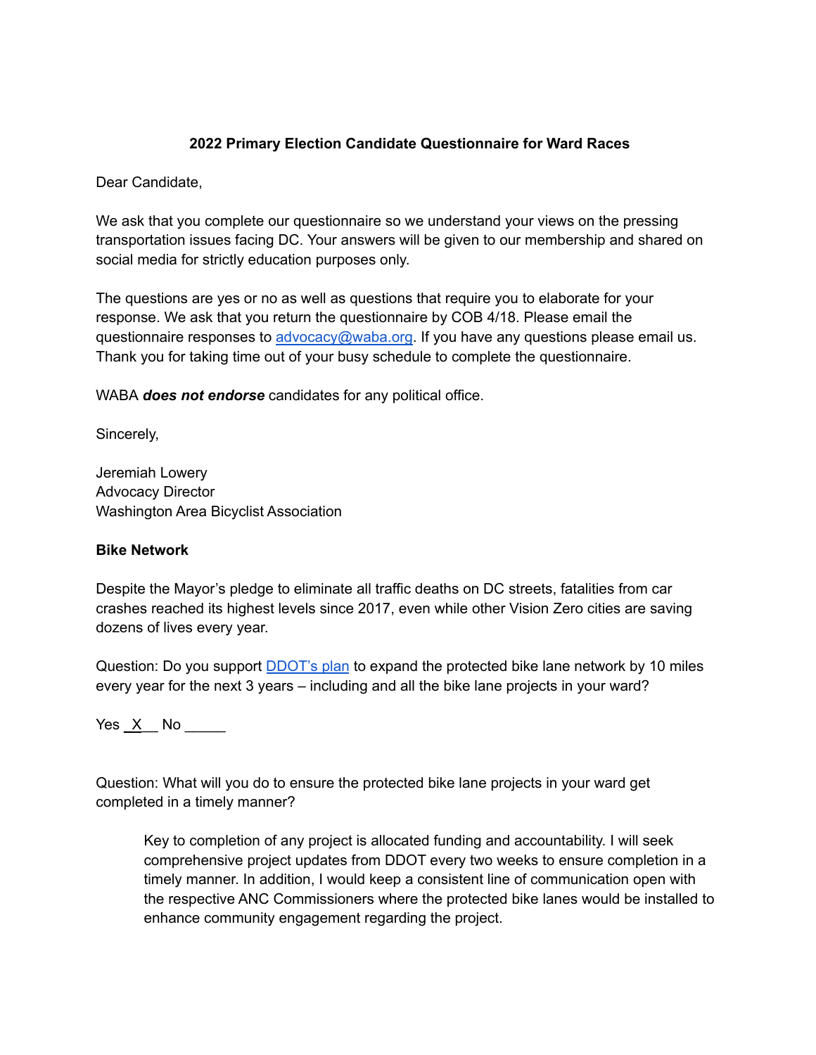**2022 Primary Election Candidate Questionnaire for Ward Races**

Dear Candidate,

We ask that you complete our questionnaire so we understand your views on the pressing transportation issues facing DC. Your answers will be given to our membership and shared on social media for strictly education purposes only.

The questions are yes or no as well as questions that require you to elaborate for your response. We ask that you return the questionnaire by COB 4/18. Please email the questionnaire responses to [advocacy@waba.org](mailto:advocacy@waba.org). If you have any questions please email us. Thank you for taking time out of your busy schedule to complete the questionnaire.

WABA ***does not endorse*** candidates for any political office.

Sincerely,

Jeremiah Lowery
Advocacy Director
Washington Area Bicyclist Association

**Bike Network**

Despite the Mayor's pledge to eliminate all traffic deaths on DC streets, fatalities from car crashes reached its highest levels since 2017, even while other Vision Zero cities are saving dozens of lives every year.

Question: Do you support DDOT's plan to expand the protected bike lane network by 10 miles every year for the next 3 years – including and all the bike lane projects in your ward?

Yes \_\_X\_\_ No \_\_\_\_\_

Question: What will you do to ensure the protected bike lane projects in your ward get completed in a timely manner?

> Key to completion of any project is allocated funding and accountability. I will seek comprehensive project updates from DDOT every two weeks to ensure completion in a timely manner. In addition, I would keep a consistent line of communication open with the respective ANC Commissioners where the protected bike lanes would be installed to enhance community engagement regarding the project.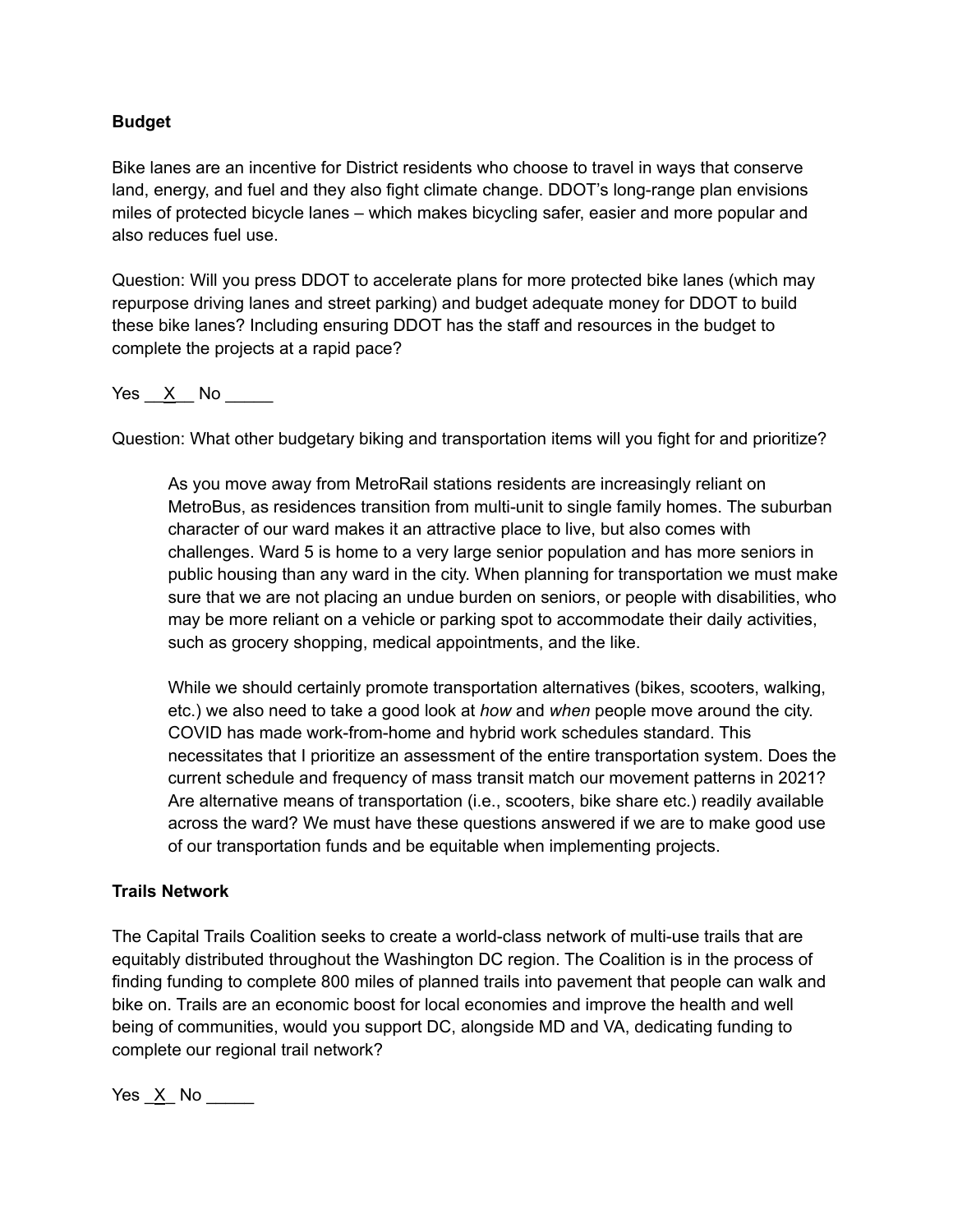**Budget**

Bike lanes are an incentive for District residents who choose to travel in ways that conserve land, energy, and fuel and they also fight climate change. DDOT's long-range plan envisions miles of protected bicycle lanes – which makes bicycling safer, easier and more popular and also reduces fuel use.

Question: Will you press DDOT to accelerate plans for more protected bike lanes (which may repurpose driving lanes and street parking) and budget adequate money for DDOT to build these bike lanes? Including ensuring DDOT has the staff and resources in the budget to complete the projects at a rapid pace?

Yes \_\_X\_\_ No \_\_\_\_\_

Question: What other budgetary biking and transportation items will you fight for and prioritize?

> As you move away from MetroRail stations residents are increasingly reliant on MetroBus, as residences transition from multi-unit to single family homes. The suburban character of our ward makes it an attractive place to live, but also comes with challenges. Ward 5 is home to a very large senior population and has more seniors in public housing than any ward in the city. When planning for transportation we must make sure that we are not placing an undue burden on seniors, or people with disabilities, who may be more reliant on a vehicle or parking spot to accommodate their daily activities, such as grocery shopping, medical appointments, and the like.
>
> While we should certainly promote transportation alternatives (bikes, scooters, walking, etc.) we also need to take a good look at *how* and *when* people move around the city. COVID has made work-from-home and hybrid work schedules standard. This necessitates that I prioritize an assessment of the entire transportation system. Does the current schedule and frequency of mass transit match our movement patterns in 2021? Are alternative means of transportation (i.e., scooters, bike share etc.) readily available across the ward? We must have these questions answered if we are to make good use of our transportation funds and be equitable when implementing projects.

**Trails Network**

The Capital Trails Coalition seeks to create a world-class network of multi-use trails that are equitably distributed throughout the Washington DC region. The Coalition is in the process of finding funding to complete 800 miles of planned trails into pavement that people can walk and bike on. Trails are an economic boost for local economies and improve the health and well being of communities, would you support DC, alongside MD and VA, dedicating funding to complete our regional trail network?

Yes \_X\_ No \_\_\_\_\_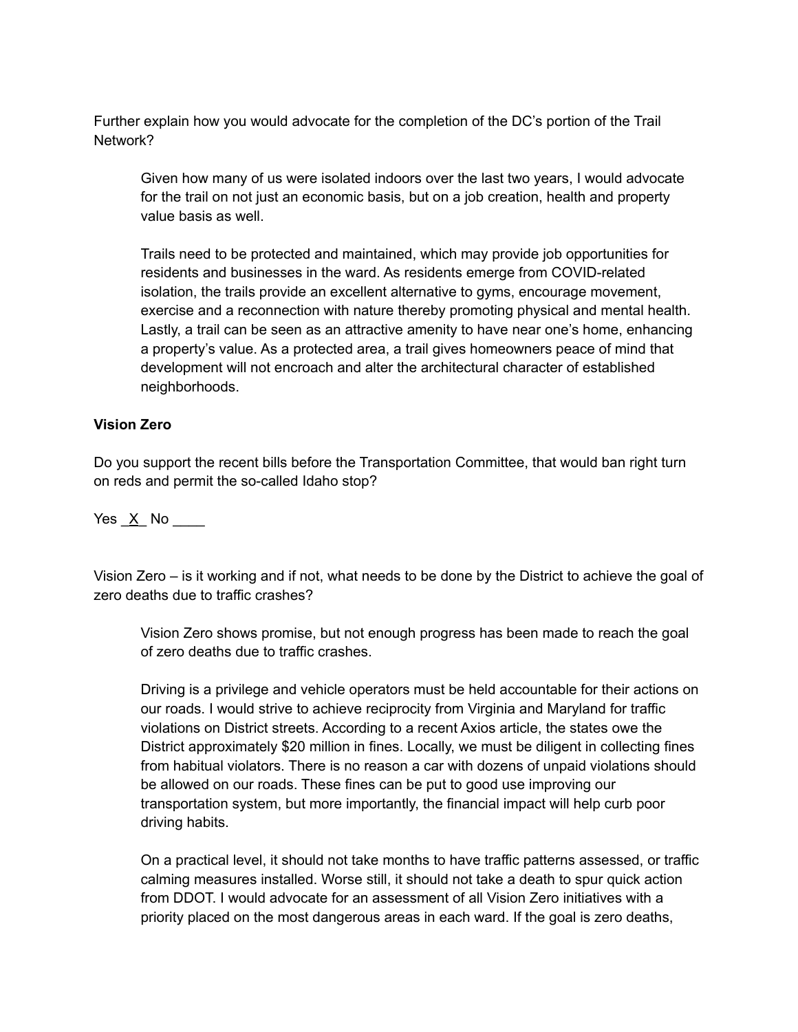Further explain how you would advocate for the completion of the DC's portion of the Trail Network?

> Given how many of us were isolated indoors over the last two years, I would advocate for the trail on not just an economic basis, but on a job creation, health and property value basis as well.
>
> Trails need to be protected and maintained, which may provide job opportunities for residents and businesses in the ward. As residents emerge from COVID-related isolation, the trails provide an excellent alternative to gyms, encourage movement, exercise and a reconnection with nature thereby promoting physical and mental health. Lastly, a trail can be seen as an attractive amenity to have near one's home, enhancing a property's value. As a protected area, a trail gives homeowners peace of mind that development will not encroach and alter the architectural character of established neighborhoods.

**Vision Zero**

Do you support the recent bills before the Transportation Committee, that would ban right turn on reds and permit the so-called Idaho stop?

Yes _X_ No ____

Vision Zero – is it working and if not, what needs to be done by the District to achieve the goal of zero deaths due to traffic crashes?

> Vision Zero shows promise, but not enough progress has been made to reach the goal of zero deaths due to traffic crashes.
>
> Driving is a privilege and vehicle operators must be held accountable for their actions on our roads. I would strive to achieve reciprocity from Virginia and Maryland for traffic violations on District streets. According to a recent Axios article, the states owe the District approximately $20 million in fines. Locally, we must be diligent in collecting fines from habitual violators. There is no reason a car with dozens of unpaid violations should be allowed on our roads. These fines can be put to good use improving our transportation system, but more importantly, the financial impact will help curb poor driving habits.
>
> On a practical level, it should not take months to have traffic patterns assessed, or traffic calming measures installed. Worse still, it should not take a death to spur quick action from DDOT. I would advocate for an assessment of all Vision Zero initiatives with a priority placed on the most dangerous areas in each ward. If the goal is zero deaths,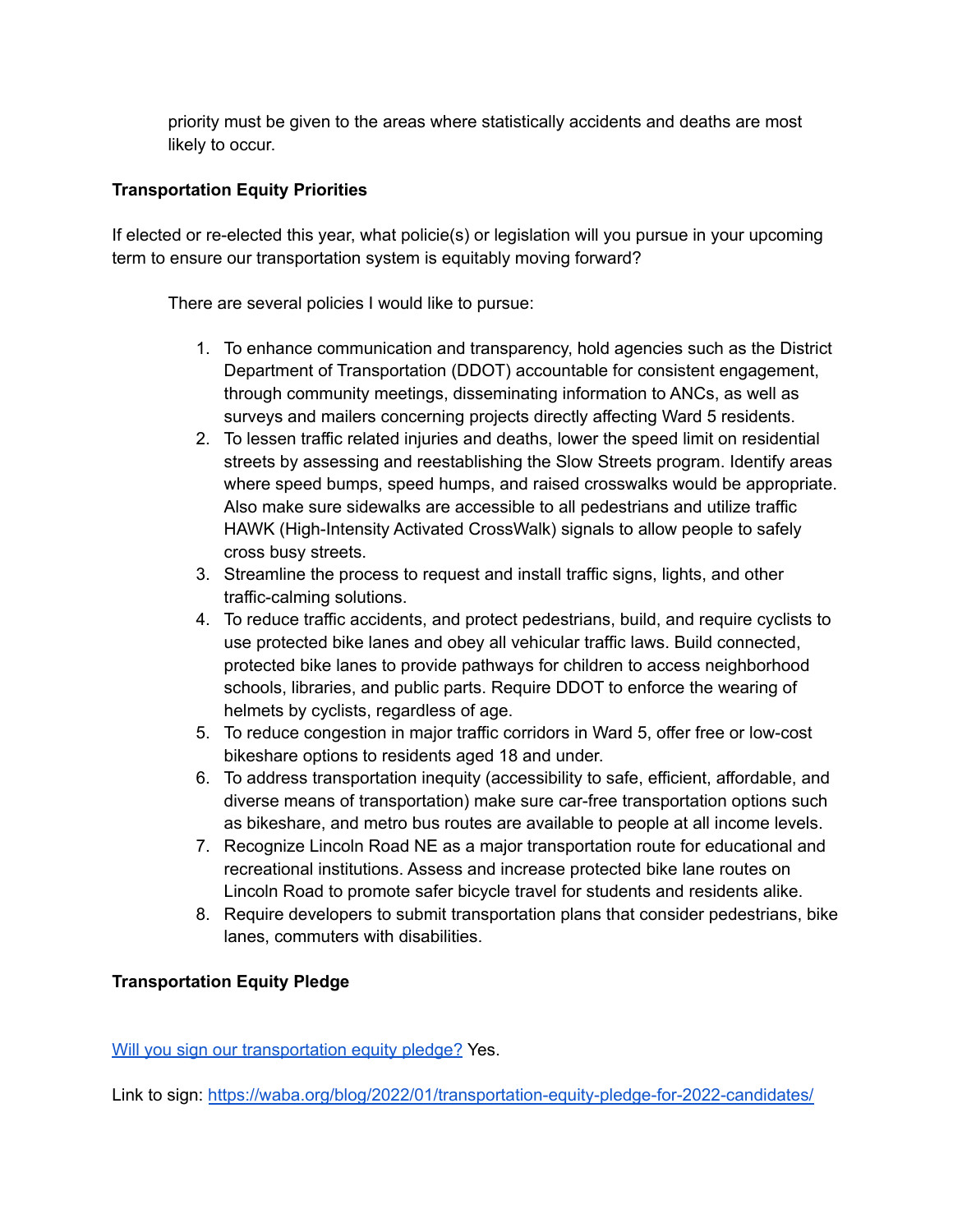priority must be given to the areas where statistically accidents and deaths are most likely to occur.

**Transportation Equity Priorities**

If elected or re-elected this year, what policie(s) or legislation will you pursue in your upcoming term to ensure our transportation system is equitably moving forward?

There are several policies I would like to pursue:

1. To enhance communication and transparency, hold agencies such as the District Department of Transportation (DDOT) accountable for consistent engagement, through community meetings, disseminating information to ANCs, as well as surveys and mailers concerning projects directly affecting Ward 5 residents.
2. To lessen traffic related injuries and deaths, lower the speed limit on residential streets by assessing and reestablishing the Slow Streets program. Identify areas where speed bumps, speed humps, and raised crosswalks would be appropriate. Also make sure sidewalks are accessible to all pedestrians and utilize traffic HAWK (High-Intensity Activated CrossWalk) signals to allow people to safely cross busy streets.
3. Streamline the process to request and install traffic signs, lights, and other traffic-calming solutions.
4. To reduce traffic accidents, and protect pedestrians, build, and require cyclists to use protected bike lanes and obey all vehicular traffic laws. Build connected, protected bike lanes to provide pathways for children to access neighborhood schools, libraries, and public parts. Require DDOT to enforce the wearing of helmets by cyclists, regardless of age.
5. To reduce congestion in major traffic corridors in Ward 5, offer free or low-cost bikeshare options to residents aged 18 and under.
6. To address transportation inequity (accessibility to safe, efficient, affordable, and diverse means of transportation) make sure car-free transportation options such as bikeshare, and metro bus routes are available to people at all income levels.
7. Recognize Lincoln Road NE as a major transportation route for educational and recreational institutions. Assess and increase protected bike lane routes on Lincoln Road to promote safer bicycle travel for students and residents alike.
8. Require developers to submit transportation plans that consider pedestrians, bike lanes, commuters with disabilities.

**Transportation Equity Pledge**

[Will you sign our transportation equity pledge?](https://waba.org/blog/2022/01/transportation-equity-pledge-for-2022-candidates/) Yes.

Link to sign: [https://waba.org/blog/2022/01/transportation-equity-pledge-for-2022-candidates/](https://waba.org/blog/2022/01/transportation-equity-pledge-for-2022-candidates/)